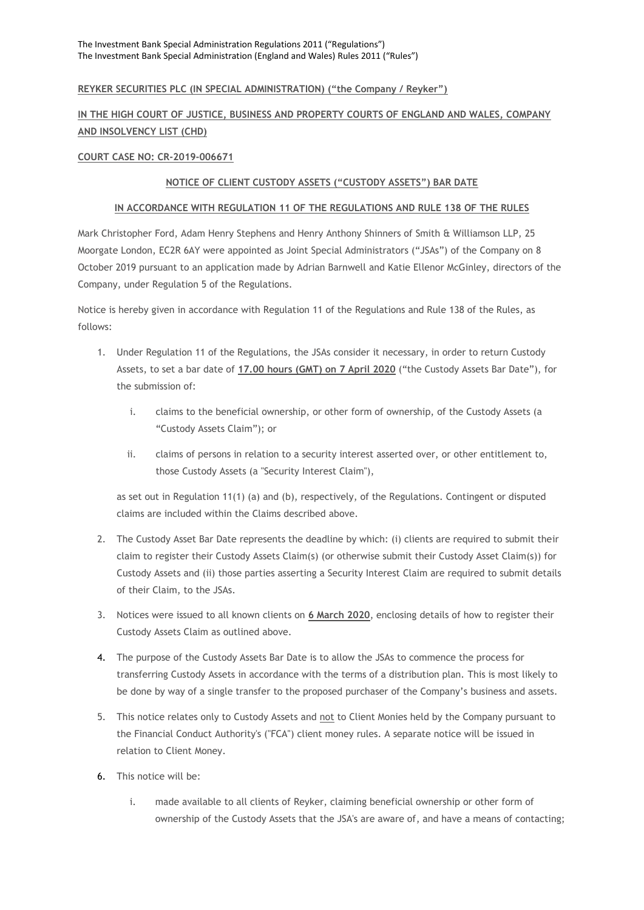The Investment Bank Special Administration Regulations 2011 ("Regulations")
The Investment Bank Special Administration (England and Wales) Rules 2011 ("Rules")

**REYKER SECURITIES PLC (IN SPECIAL ADMINISTRATION) ("the Company / Reyker")**

**IN THE HIGH COURT OF JUSTICE, BUSINESS AND PROPERTY COURTS OF ENGLAND AND WALES, COMPANY AND INSOLVENCY LIST (CHD)**

**COURT CASE NO: CR-2019-006671**

**NOTICE OF CLIENT CUSTODY ASSETS ("CUSTODY ASSETS") BAR DATE**

**IN ACCORDANCE WITH REGULATION 11 OF THE REGULATIONS AND RULE 138 OF THE RULES**

Mark Christopher Ford, Adam Henry Stephens and Henry Anthony Shinners of Smith & Williamson LLP, 25 Moorgate London, EC2R 6AY were appointed as Joint Special Administrators ("JSAs") of the Company on 8 October 2019 pursuant to an application made by Adrian Barnwell and Katie Ellenor McGinley, directors of the Company, under Regulation 5 of the Regulations.

Notice is hereby given in accordance with Regulation 11 of the Regulations and Rule 138 of the Rules, as follows:

1. Under Regulation 11 of the Regulations, the JSAs consider it necessary, in order to return Custody Assets, to set a bar date of **17.00 hours (GMT) on 7 April 2020** ("the Custody Assets Bar Date"), for the submission of:

   i. claims to the beneficial ownership, or other form of ownership, of the Custody Assets (a "Custody Assets Claim"); or

   ii. claims of persons in relation to a security interest asserted over, or other entitlement to, those Custody Assets (a "Security Interest Claim"),

   as set out in Regulation 11(1) (a) and (b), respectively, of the Regulations. Contingent or disputed claims are included within the Claims described above.

2. The Custody Asset Bar Date represents the deadline by which: (i) clients are required to submit their claim to register their Custody Assets Claim(s) (or otherwise submit their Custody Asset Claim(s)) for Custody Assets and (ii) those parties asserting a Security Interest Claim are required to submit details of their Claim, to the JSAs.

3. Notices were issued to all known clients on **6 March 2020**, enclosing details of how to register their Custody Assets Claim as outlined above.

4. The purpose of the Custody Assets Bar Date is to allow the JSAs to commence the process for transferring Custody Assets in accordance with the terms of a distribution plan. This is most likely to be done by way of a single transfer to the proposed purchaser of the Company's business and assets.

5. This notice relates only to Custody Assets and not to Client Monies held by the Company pursuant to the Financial Conduct Authority's ("FCA") client money rules. A separate notice will be issued in relation to Client Money.

6. This notice will be:

   i. made available to all clients of Reyker, claiming beneficial ownership or other form of ownership of the Custody Assets that the JSA's are aware of, and have a means of contacting;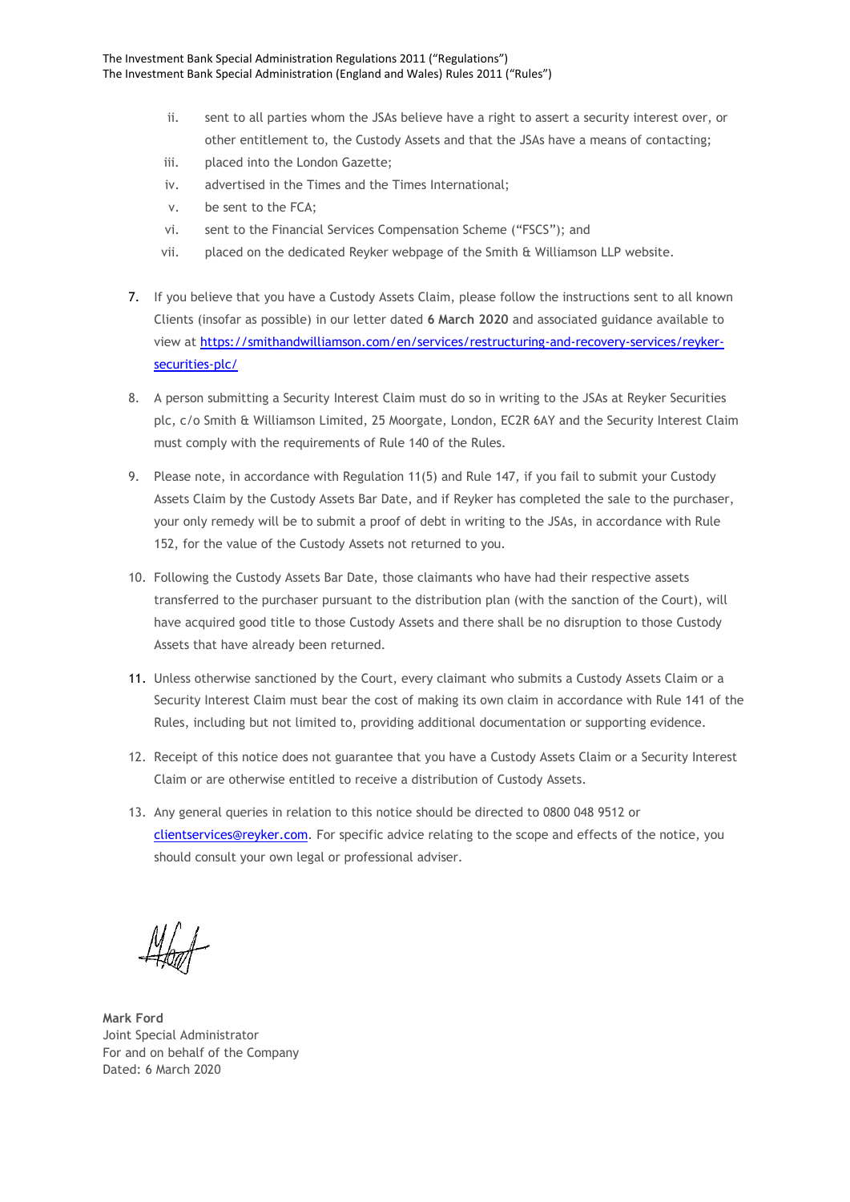ii. sent to all parties whom the JSAs believe have a right to assert a security interest over, or other entitlement to, the Custody Assets and that the JSAs have a means of contacting;

iii. placed into the London Gazette;

iv. advertised in the Times and the Times International;

v. be sent to the FCA;

vi. sent to the Financial Services Compensation Scheme ("FSCS"); and

vii. placed on the dedicated Reyker webpage of the Smith & Williamson LLP website.

7. If you believe that you have a Custody Assets Claim, please follow the instructions sent to all known Clients (insofar as possible) in our letter dated **6 March 2020** and associated guidance available to view at https://smithandwilliamson.com/en/services/restructuring-and-recovery-services/reyker-securities-plc/

8. A person submitting a Security Interest Claim must do so in writing to the JSAs at Reyker Securities plc, c/o Smith & Williamson Limited, 25 Moorgate, London, EC2R 6AY and the Security Interest Claim must comply with the requirements of Rule 140 of the Rules.

9. Please note, in accordance with Regulation 11(5) and Rule 147, if you fail to submit your Custody Assets Claim by the Custody Assets Bar Date, and if Reyker has completed the sale to the purchaser, your only remedy will be to submit a proof of debt in writing to the JSAs, in accordance with Rule 152, for the value of the Custody Assets not returned to you.

10. Following the Custody Assets Bar Date, those claimants who have had their respective assets transferred to the purchaser pursuant to the distribution plan (with the sanction of the Court), will have acquired good title to those Custody Assets and there shall be no disruption to those Custody Assets that have already been returned.

11. Unless otherwise sanctioned by the Court, every claimant who submits a Custody Assets Claim or a Security Interest Claim must bear the cost of making its own claim in accordance with Rule 141 of the Rules, including but not limited to, providing additional documentation or supporting evidence.

12. Receipt of this notice does not guarantee that you have a Custody Assets Claim or a Security Interest Claim or are otherwise entitled to receive a distribution of Custody Assets.

13. Any general queries in relation to this notice should be directed to 0800 048 9512 or clientservices@reyker.com. For specific advice relating to the scope and effects of the notice, you should consult your own legal or professional adviser.

**Mark Ford**
Joint Special Administrator
For and on behalf of the Company
Dated: 6 March 2020